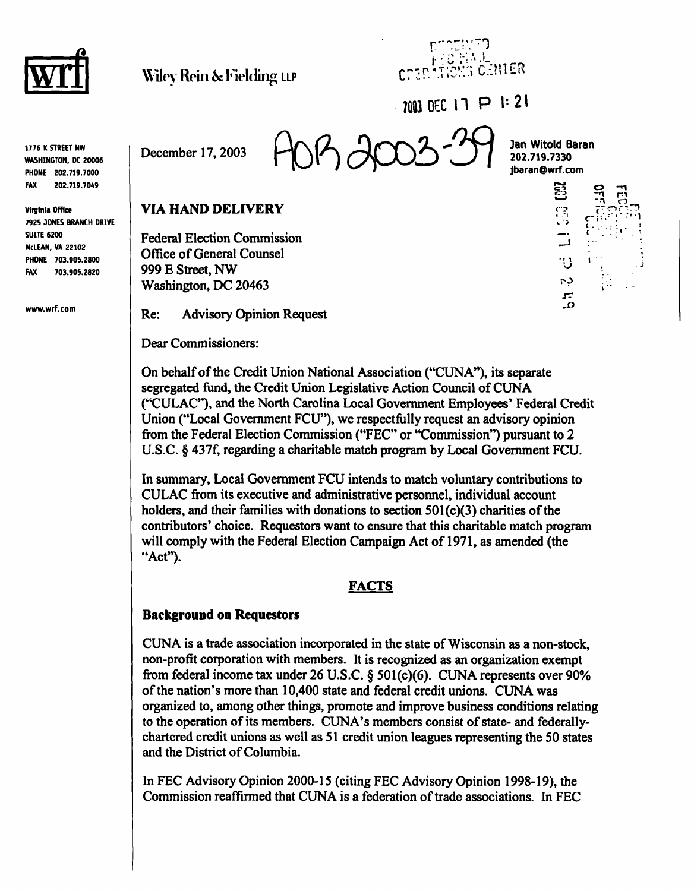wrf

Wiley Rein & Fielding LLP

RECEIVED FEDERAL ELECTION COMMISSION OPERATIONS CENTER

2003 DEC 17 P 1:21

1776 K STREET NW
WASHINGTON, DC 20006
PHONE 202.719.7000
FAX 202.719.7049

Virginia Office
7925 JONES BRANCH DRIVE
SUITE 6200
McLEAN, VA 22102
PHONE 703.905.2800
FAX 703.905.2820

www.wrf.com

December 17, 2003

AOR 2003-39

Jan Witold Baran
202.719.7330
jbaran@wrf.com

**VIA HAND DELIVERY**

Federal Election Commission
Office of General Counsel
999 E Street, NW
Washington, DC 20463

Re: Advisory Opinion Request

Dear Commissioners:

On behalf of the Credit Union National Association ("CUNA"), its separate segregated fund, the Credit Union Legislative Action Council of CUNA ("CULAC"), and the North Carolina Local Government Employees' Federal Credit Union ("Local Government FCU"), we respectfully request an advisory opinion from the Federal Election Commission ("FEC" or "Commission") pursuant to 2 U.S.C. § 437f, regarding a charitable match program by Local Government FCU.

In summary, Local Government FCU intends to match voluntary contributions to CULAC from its executive and administrative personnel, individual account holders, and their families with donations to section 501(c)(3) charities of the contributors' choice. Requestors want to ensure that this charitable match program will comply with the Federal Election Campaign Act of 1971, as amended (the "Act").

## FACTS

### Background on Requestors

CUNA is a trade association incorporated in the state of Wisconsin as a non-stock, non-profit corporation with members. It is recognized as an organization exempt from federal income tax under 26 U.S.C. § 501(c)(6). CUNA represents over 90% of the nation's more than 10,400 state and federal credit unions. CUNA was organized to, among other things, promote and improve business conditions relating to the operation of its members. CUNA's members consist of state- and federally-chartered credit unions as well as 51 credit union leagues representing the 50 states and the District of Columbia.

In FEC Advisory Opinion 2000-15 (citing FEC Advisory Opinion 1998-19), the Commission reaffirmed that CUNA is a federation of trade associations. In FEC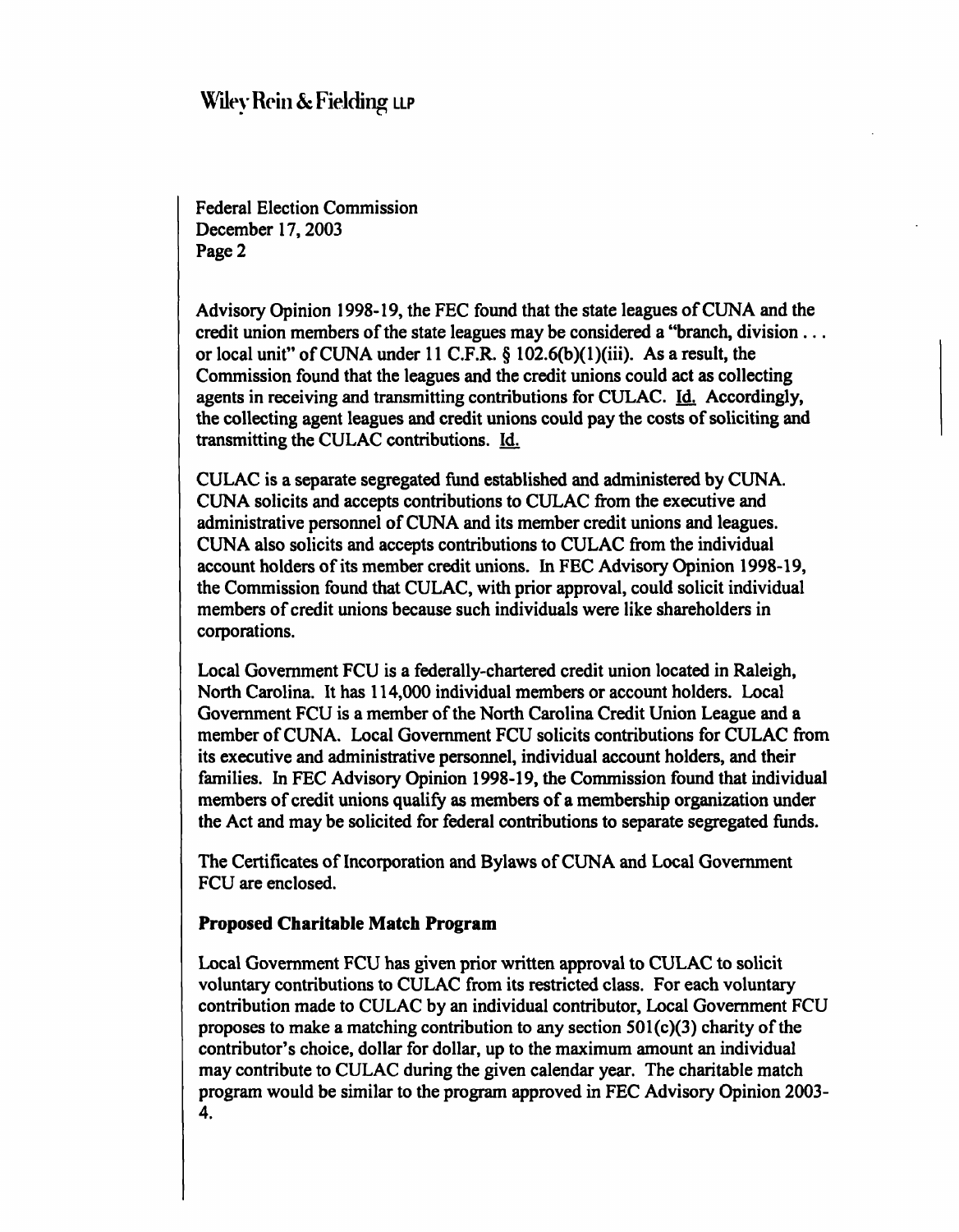Advisory Opinion 1998-19, the FEC found that the state leagues of CUNA and the credit union members of the state leagues may be considered a "branch, division . . . or local unit" of CUNA under 11 C.F.R. § 102.6(b)(1)(iii). As a result, the Commission found that the leagues and the credit unions could act as collecting agents in receiving and transmitting contributions for CULAC. Id. Accordingly, the collecting agent leagues and credit unions could pay the costs of soliciting and transmitting the CULAC contributions. Id.

CULAC is a separate segregated fund established and administered by CUNA. CUNA solicits and accepts contributions to CULAC from the executive and administrative personnel of CUNA and its member credit unions and leagues. CUNA also solicits and accepts contributions to CULAC from the individual account holders of its member credit unions. In FEC Advisory Opinion 1998-19, the Commission found that CULAC, with prior approval, could solicit individual members of credit unions because such individuals were like shareholders in corporations.

Local Government FCU is a federally-chartered credit union located in Raleigh, North Carolina. It has 114,000 individual members or account holders. Local Government FCU is a member of the North Carolina Credit Union League and a member of CUNA. Local Government FCU solicits contributions for CULAC from its executive and administrative personnel, individual account holders, and their families. In FEC Advisory Opinion 1998-19, the Commission found that individual members of credit unions qualify as members of a membership organization under the Act and may be solicited for federal contributions to separate segregated funds.

The Certificates of Incorporation and Bylaws of CUNA and Local Government FCU are enclosed.

**Proposed Charitable Match Program**

Local Government FCU has given prior written approval to CULAC to solicit voluntary contributions to CULAC from its restricted class. For each voluntary contribution made to CULAC by an individual contributor, Local Government FCU proposes to make a matching contribution to any section 501(c)(3) charity of the contributor's choice, dollar for dollar, up to the maximum amount an individual may contribute to CULAC during the given calendar year. The charitable match program would be similar to the program approved in FEC Advisory Opinion 2003-4.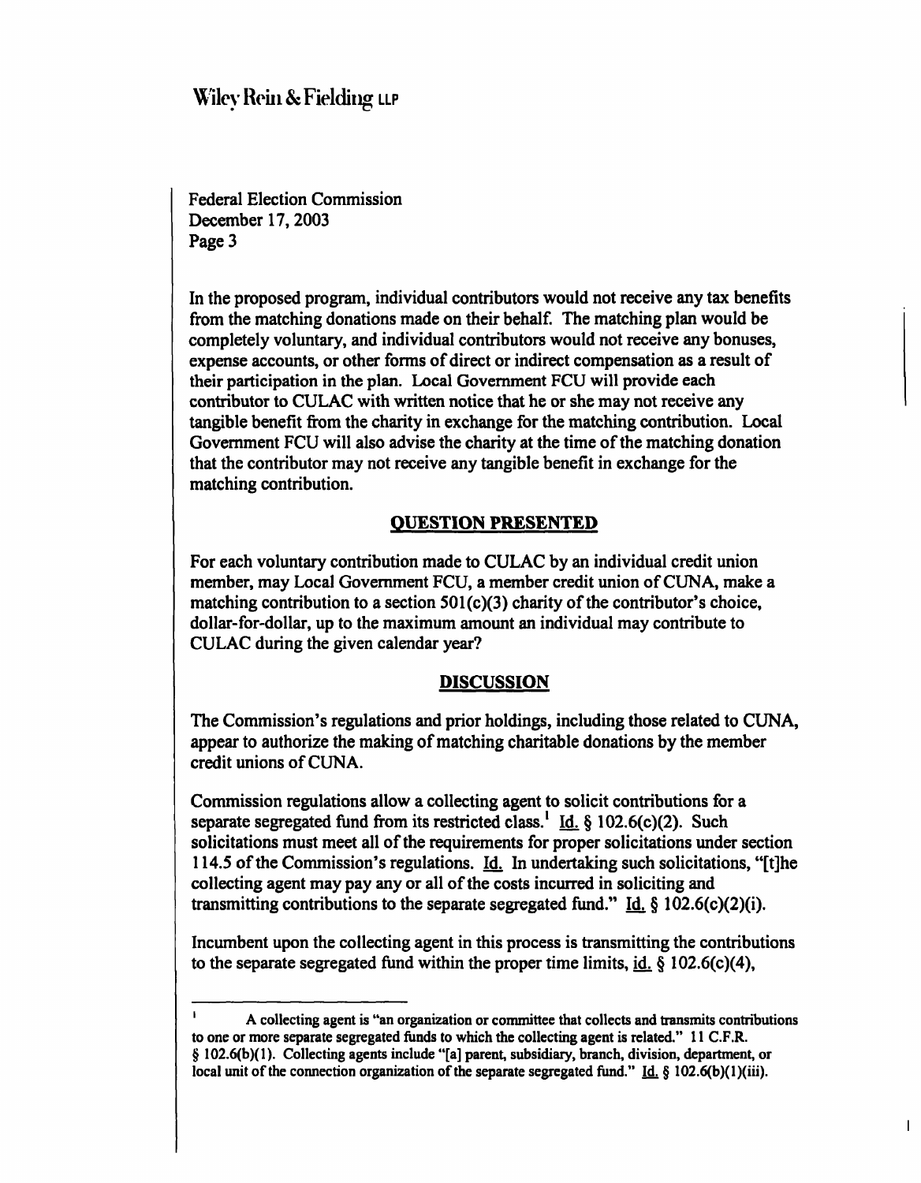In the proposed program, individual contributors would not receive any tax benefits from the matching donations made on their behalf. The matching plan would be completely voluntary, and individual contributors would not receive any bonuses, expense accounts, or other forms of direct or indirect compensation as a result of their participation in the plan. Local Government FCU will provide each contributor to CULAC with written notice that he or she may not receive any tangible benefit from the charity in exchange for the matching contribution. Local Government FCU will also advise the charity at the time of the matching donation that the contributor may not receive any tangible benefit in exchange for the matching contribution.

## QUESTION PRESENTED

For each voluntary contribution made to CULAC by an individual credit union member, may Local Government FCU, a member credit union of CUNA, make a matching contribution to a section 501(c)(3) charity of the contributor's choice, dollar-for-dollar, up to the maximum amount an individual may contribute to CULAC during the given calendar year?

## DISCUSSION

The Commission's regulations and prior holdings, including those related to CUNA, appear to authorize the making of matching charitable donations by the member credit unions of CUNA.

Commission regulations allow a collecting agent to solicit contributions for a separate segregated fund from its restricted class.[1] Id. § 102.6(c)(2). Such solicitations must meet all of the requirements for proper solicitations under section 114.5 of the Commission's regulations. Id. In undertaking such solicitations, "[t]he collecting agent may pay any or all of the costs incurred in soliciting and transmitting contributions to the separate segregated fund." Id. § 102.6(c)(2)(i).

Incumbent upon the collecting agent in this process is transmitting the contributions to the separate segregated fund within the proper time limits, id. § 102.6(c)(4),

---

[1] A collecting agent is "an organization or committee that collects and transmits contributions to one or more separate segregated funds to which the collecting agent is related." 11 C.F.R. § 102.6(b)(1). Collecting agents include "[a] parent, subsidiary, branch, division, department, or local unit of the connection organization of the separate segregated fund." Id. § 102.6(b)(1)(iii).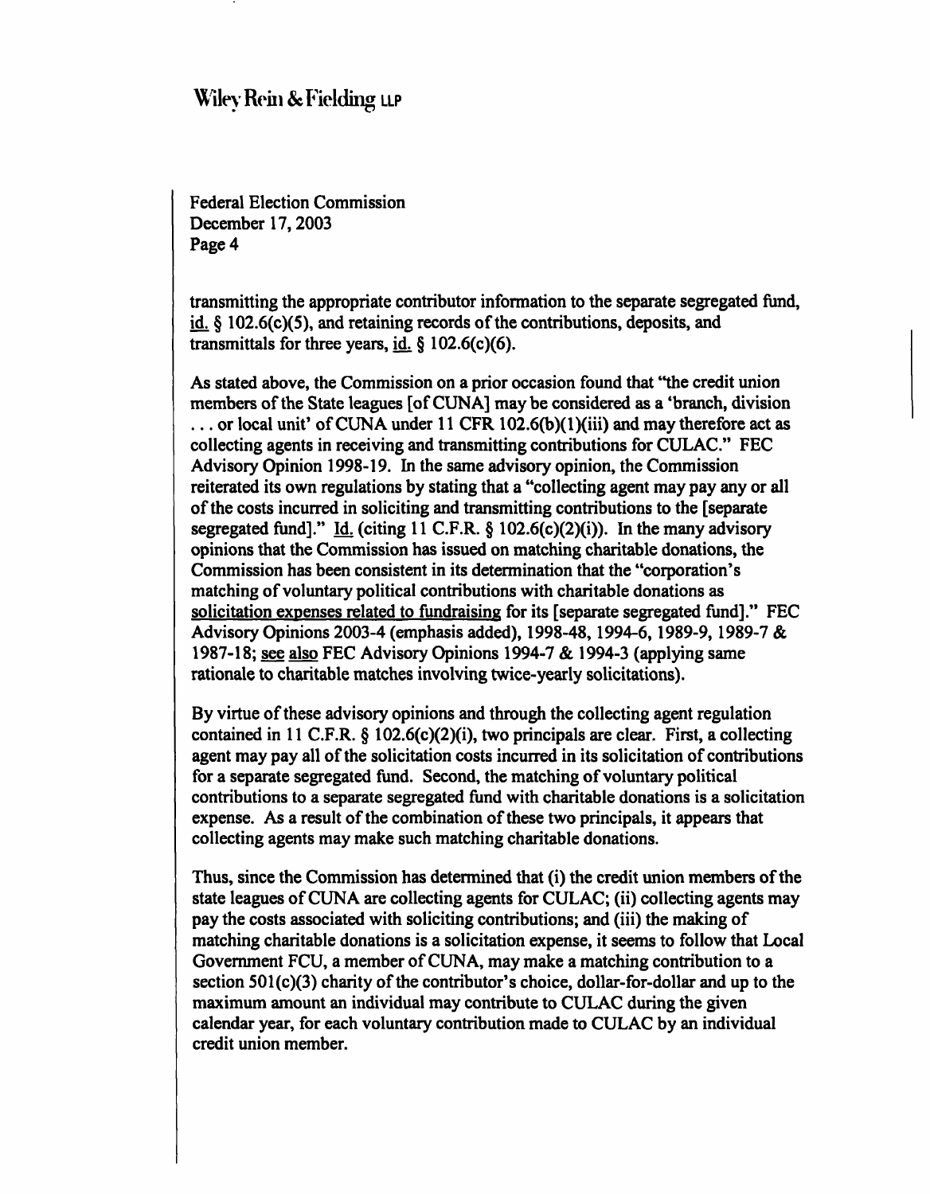transmitting the appropriate contributor information to the separate segregated fund, id. § 102.6(c)(5), and retaining records of the contributions, deposits, and transmittals for three years, id. § 102.6(c)(6).

As stated above, the Commission on a prior occasion found that "the credit union members of the State leagues [of CUNA] may be considered as a 'branch, division . . . or local unit' of CUNA under 11 CFR 102.6(b)(1)(iii) and may therefore act as collecting agents in receiving and transmitting contributions for CULAC." FEC Advisory Opinion 1998-19. In the same advisory opinion, the Commission reiterated its own regulations by stating that a "collecting agent may pay any or all of the costs incurred in soliciting and transmitting contributions to the [separate segregated fund]." Id. (citing 11 C.F.R. § 102.6(c)(2)(i)). In the many advisory opinions that the Commission has issued on matching charitable donations, the Commission has been consistent in its determination that the "corporation's matching of voluntary political contributions with charitable donations as solicitation expenses related to fundraising for its [separate segregated fund]." FEC Advisory Opinions 2003-4 (emphasis added), 1998-48, 1994-6, 1989-9, 1989-7 & 1987-18; see also FEC Advisory Opinions 1994-7 & 1994-3 (applying same rationale to charitable matches involving twice-yearly solicitations).

By virtue of these advisory opinions and through the collecting agent regulation contained in 11 C.F.R. § 102.6(c)(2)(i), two principals are clear. First, a collecting agent may pay all of the solicitation costs incurred in its solicitation of contributions for a separate segregated fund. Second, the matching of voluntary political contributions to a separate segregated fund with charitable donations is a solicitation expense. As a result of the combination of these two principals, it appears that collecting agents may make such matching charitable donations.

Thus, since the Commission has determined that (i) the credit union members of the state leagues of CUNA are collecting agents for CULAC; (ii) collecting agents may pay the costs associated with soliciting contributions; and (iii) the making of matching charitable donations is a solicitation expense, it seems to follow that Local Government FCU, a member of CUNA, may make a matching contribution to a section 501(c)(3) charity of the contributor's choice, dollar-for-dollar and up to the maximum amount an individual may contribute to CULAC during the given calendar year, for each voluntary contribution made to CULAC by an individual credit union member.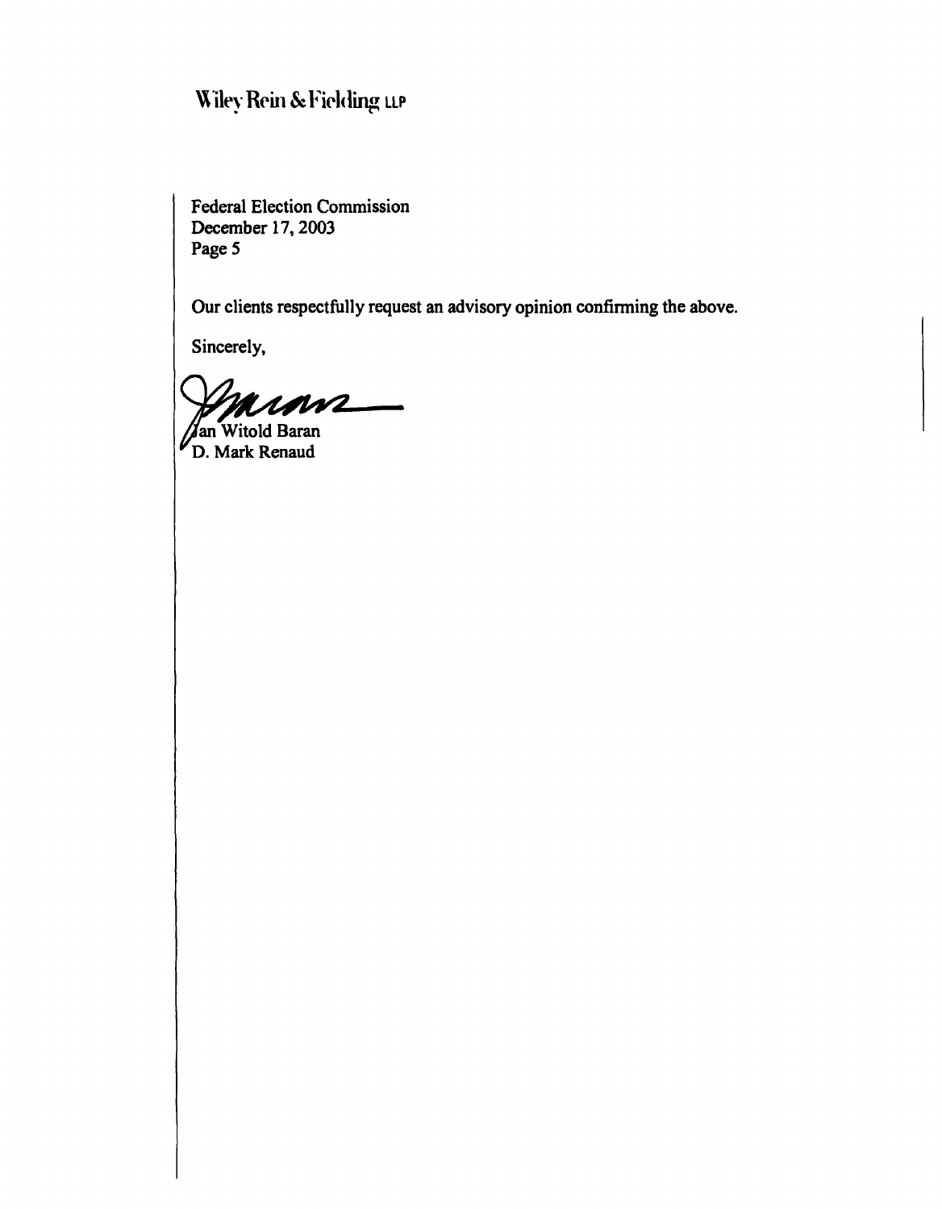Our clients respectfully request an advisory opinion confirming the above.

Sincerely,

Jan Witold Baran
D. Mark Renaud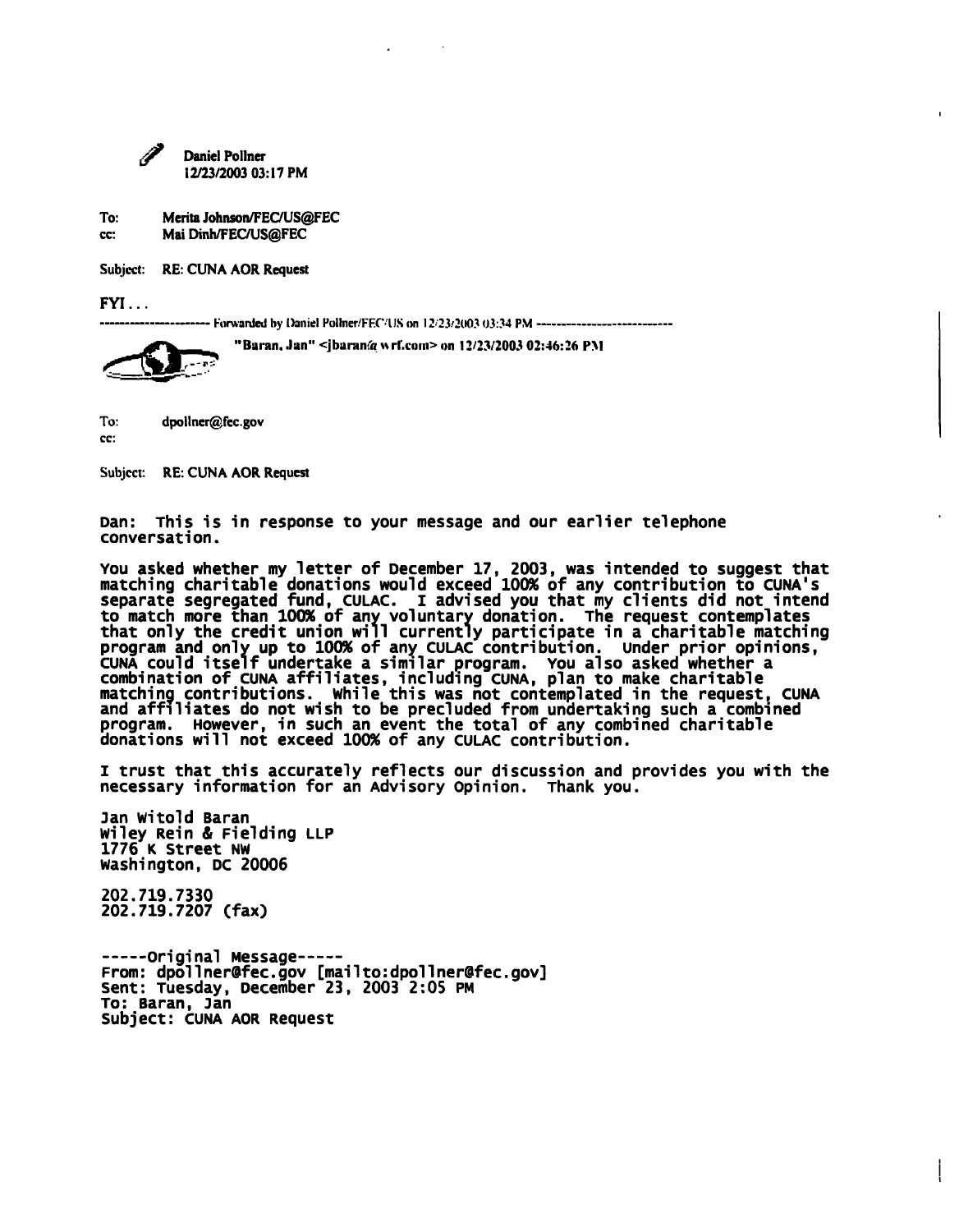**Daniel Pollner**
**12/23/2003 03:17 PM**

To: Merita Johnson/FEC/US@FEC
cc: Mai Dinh/FEC/US@FEC

Subject: RE: CUNA AOR Request

FYI . . .

---------------------- Forwarded by Daniel Pollner/FEC/US on 12/23/2003 03:34 PM ----------------------------

"Baran, Jan" <jbaran@wrf.com> on 12/23/2003 02:46:26 PM

To: dpollner@fec.gov
cc:

Subject: RE: CUNA AOR Request

Dan: This is in response to your message and our earlier telephone conversation.

You asked whether my letter of December 17, 2003, was intended to suggest that matching charitable donations would exceed 100% of any contribution to CUNA's separate segregated fund, CULAC. I advised you that my clients did not intend to match more than 100% of any voluntary donation. The request contemplates that only the credit union will currently participate in a charitable matching program and only up to 100% of any CULAC contribution. Under prior opinions, CUNA could itself undertake a similar program. You also asked whether a combination of CUNA affiliates, including CUNA, plan to make charitable matching contributions. While this was not contemplated in the request, CUNA and affiliates do not wish to be precluded from undertaking such a combined program. However, in such an event the total of any combined charitable donations will not exceed 100% of any CULAC contribution.

I trust that this accurately reflects our discussion and provides you with the necessary information for an Advisory Opinion. Thank you.

Jan Witold Baran
Wiley Rein & Fielding LLP
1776 K Street NW
Washington, DC 20006

202.719.7330
202.719.7207 (fax)

-----Original Message-----
From: dpollner@fec.gov [mailto:dpollner@fec.gov]
Sent: Tuesday, December 23, 2003 2:05 PM
To: Baran, Jan
Subject: CUNA AOR Request